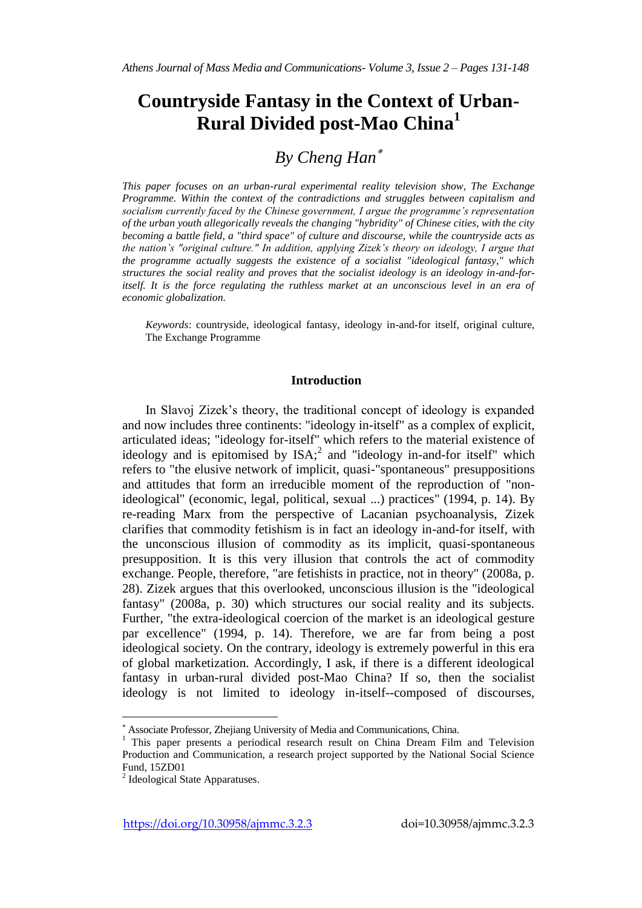# Countryside Fantasy in the Context of Urban-Rural Divided post-Mao China[1]

## *By Cheng Han*[*]

*This paper focuses on an urban-rural experimental reality television show, The Exchange Programme. Within the context of the contradictions and struggles between capitalism and socialism currently faced by the Chinese government, I argue the programme's representation of the urban youth allegorically reveals the changing "hybridity" of Chinese cities, with the city becoming a battle field, a "third space" of culture and discourse, while the countryside acts as the nation's "original culture." In addition, applying Zizek's theory on ideology, I argue that the programme actually suggests the existence of a socialist "ideological fantasy," which structures the social reality and proves that the socialist ideology is an ideology in-and-for-itself. It is the force regulating the ruthless market at an unconscious level in an era of economic globalization.*

*Keywords*: countryside, ideological fantasy, ideology in-and-for itself, original culture, The Exchange Programme

### Introduction

In Slavoj Zizek's theory, the traditional concept of ideology is expanded and now includes three continents: "ideology in-itself" as a complex of explicit, articulated ideas; "ideology for-itself" which refers to the material existence of ideology and is epitomised by ISA;[2] and "ideology in-and-for itself" which refers to "the elusive network of implicit, quasi-"spontaneous" presuppositions and attitudes that form an irreducible moment of the reproduction of "non-ideological" (economic, legal, political, sexual ...) practices" (1994, p. 14). By re-reading Marx from the perspective of Lacanian psychoanalysis, Zizek clarifies that commodity fetishism is in fact an ideology in-and-for itself, with the unconscious illusion of commodity as its implicit, quasi-spontaneous presupposition. It is this very illusion that controls the act of commodity exchange. People, therefore, "are fetishists in practice, not in theory" (2008a, p. 28). Zizek argues that this overlooked, unconscious illusion is the "ideological fantasy" (2008a, p. 30) which structures our social reality and its subjects. Further, "the extra-ideological coercion of the market is an ideological gesture par excellence" (1994, p. 14). Therefore, we are far from being a post ideological society. On the contrary, ideology is extremely powerful in this era of global marketization. Accordingly, I ask, if there is a different ideological fantasy in urban-rural divided post-Mao China? If so, then the socialist ideology is not limited to ideology in-itself--composed of discourses,

---

[*] Associate Professor, Zhejiang University of Media and Communications, China.

[1] This paper presents a periodical research result on China Dream Film and Television Production and Communication, a research project supported by the National Social Science Fund, 15ZD01

[2] Ideological State Apparatuses.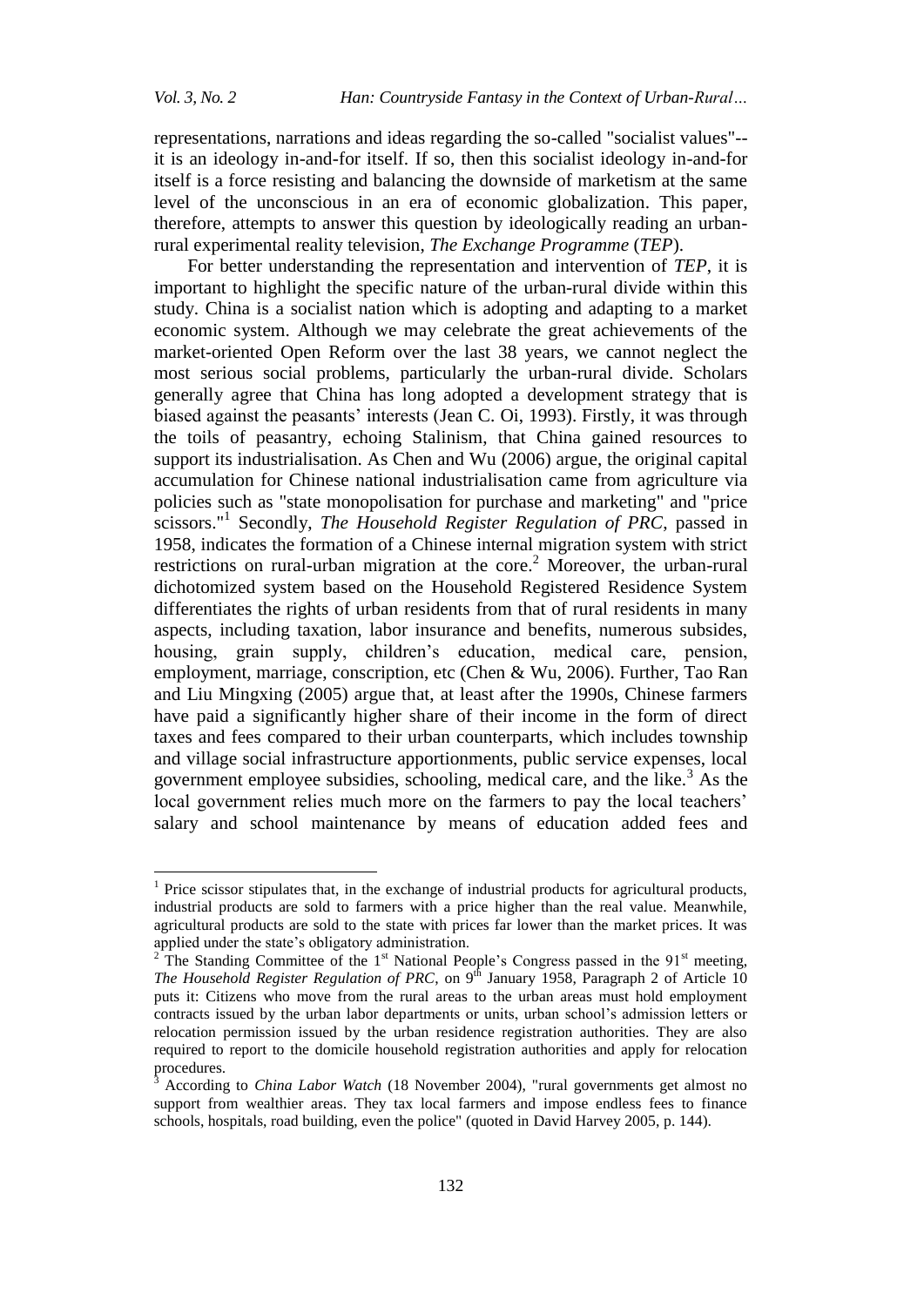representations, narrations and ideas regarding the so-called "socialist values"--it is an ideology in-and-for itself. If so, then this socialist ideology in-and-for itself is a force resisting and balancing the downside of marketism at the same level of the unconscious in an era of economic globalization. This paper, therefore, attempts to answer this question by ideologically reading an urban-rural experimental reality television, *The Exchange Programme* (*TEP*).

For better understanding the representation and intervention of *TEP*, it is important to highlight the specific nature of the urban-rural divide within this study. China is a socialist nation which is adopting and adapting to a market economic system. Although we may celebrate the great achievements of the market-oriented Open Reform over the last 38 years, we cannot neglect the most serious social problems, particularly the urban-rural divide. Scholars generally agree that China has long adopted a development strategy that is biased against the peasants' interests (Jean C. Oi, 1993). Firstly, it was through the toils of peasantry, echoing Stalinism, that China gained resources to support its industrialisation. As Chen and Wu (2006) argue, the original capital accumulation for Chinese national industrialisation came from agriculture via policies such as "state monopolisation for purchase and marketing" and "price scissors."[1] Secondly, *The Household Register Regulation of PRC*, passed in 1958, indicates the formation of a Chinese internal migration system with strict restrictions on rural-urban migration at the core.[2] Moreover, the urban-rural dichotomized system based on the Household Registered Residence System differentiates the rights of urban residents from that of rural residents in many aspects, including taxation, labor insurance and benefits, numerous subsides, housing, grain supply, children's education, medical care, pension, employment, marriage, conscription, etc (Chen & Wu, 2006). Further, Tao Ran and Liu Mingxing (2005) argue that, at least after the 1990s, Chinese farmers have paid a significantly higher share of their income in the form of direct taxes and fees compared to their urban counterparts, which includes township and village social infrastructure apportionments, public service expenses, local government employee subsidies, schooling, medical care, and the like.[3] As the local government relies much more on the farmers to pay the local teachers' salary and school maintenance by means of education added fees and

---

[1] Price scissor stipulates that, in the exchange of industrial products for agricultural products, industrial products are sold to farmers with a price higher than the real value. Meanwhile, agricultural products are sold to the state with prices far lower than the market prices. It was applied under the state's obligatory administration.

[2] The Standing Committee of the 1st National People's Congress passed in the 91st meeting, *The Household Register Regulation of PRC*, on 9th January 1958, Paragraph 2 of Article 10 puts it: Citizens who move from the rural areas to the urban areas must hold employment contracts issued by the urban labor departments or units, urban school's admission letters or relocation permission issued by the urban residence registration authorities. They are also required to report to the domicile household registration authorities and apply for relocation procedures.

[3] According to *China Labor Watch* (18 November 2004), "rural governments get almost no support from wealthier areas. They tax local farmers and impose endless fees to finance schools, hospitals, road building, even the police" (quoted in David Harvey 2005, p. 144).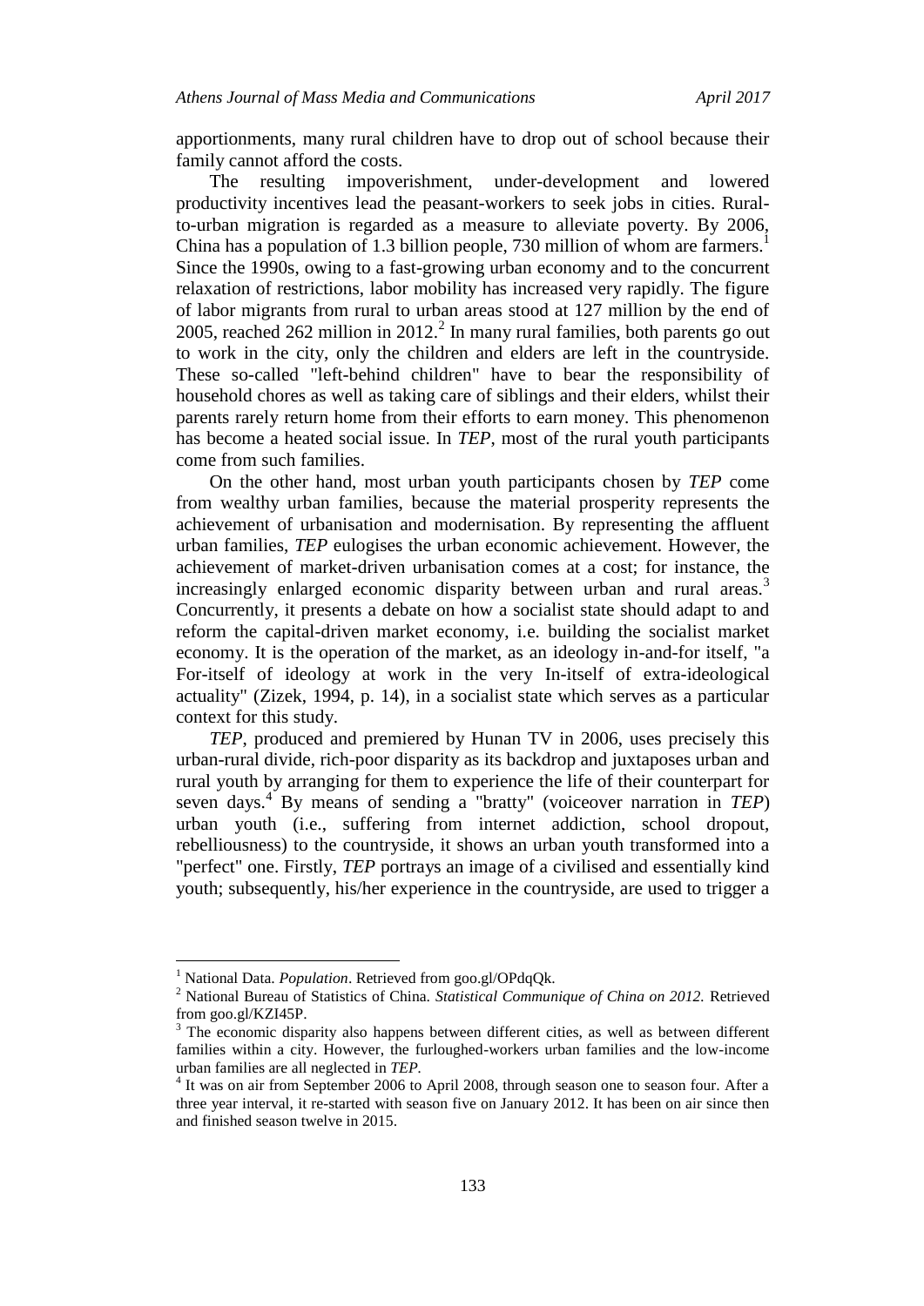apportionments, many rural children have to drop out of school because their family cannot afford the costs.

The resulting impoverishment, under-development and lowered productivity incentives lead the peasant-workers to seek jobs in cities. Rural-to-urban migration is regarded as a measure to alleviate poverty. By 2006, China has a population of 1.3 billion people, 730 million of whom are farmers.[1] Since the 1990s, owing to a fast-growing urban economy and to the concurrent relaxation of restrictions, labor mobility has increased very rapidly. The figure of labor migrants from rural to urban areas stood at 127 million by the end of 2005, reached 262 million in 2012.[2] In many rural families, both parents go out to work in the city, only the children and elders are left in the countryside. These so-called "left-behind children" have to bear the responsibility of household chores as well as taking care of siblings and their elders, whilst their parents rarely return home from their efforts to earn money. This phenomenon has become a heated social issue. In *TEP*, most of the rural youth participants come from such families.

On the other hand, most urban youth participants chosen by *TEP* come from wealthy urban families, because the material prosperity represents the achievement of urbanisation and modernisation. By representing the affluent urban families, *TEP* eulogises the urban economic achievement. However, the achievement of market-driven urbanisation comes at a cost; for instance, the increasingly enlarged economic disparity between urban and rural areas.[3] Concurrently, it presents a debate on how a socialist state should adapt to and reform the capital-driven market economy, i.e. building the socialist market economy. It is the operation of the market, as an ideology in-and-for itself, "a For-itself of ideology at work in the very In-itself of extra-ideological actuality" (Zizek, 1994, p. 14), in a socialist state which serves as a particular context for this study.

*TEP*, produced and premiered by Hunan TV in 2006, uses precisely this urban-rural divide, rich-poor disparity as its backdrop and juxtaposes urban and rural youth by arranging for them to experience the life of their counterpart for seven days.[4] By means of sending a "bratty" (voiceover narration in *TEP*) urban youth (i.e., suffering from internet addiction, school dropout, rebelliousness) to the countryside, it shows an urban youth transformed into a "perfect" one. Firstly, *TEP* portrays an image of a civilised and essentially kind youth; subsequently, his/her experience in the countryside, are used to trigger a

---

[1] National Data. *Population*. Retrieved from goo.gl/OPdqQk.

[2] National Bureau of Statistics of China. *Statistical Communique of China on 2012.* Retrieved from goo.gl/KZI45P.

[3] The economic disparity also happens between different cities, as well as between different families within a city. However, the furloughed-workers urban families and the low-income urban families are all neglected in *TEP*.

[4] It was on air from September 2006 to April 2008, through season one to season four. After a three year interval, it re-started with season five on January 2012. It has been on air since then and finished season twelve in 2015.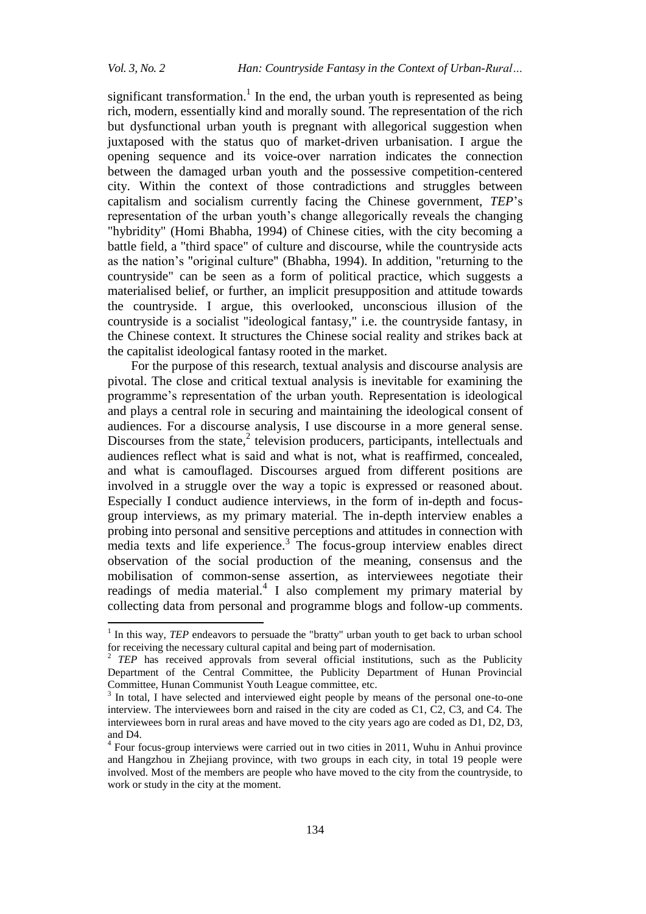significant transformation.[1] In the end, the urban youth is represented as being rich, modern, essentially kind and morally sound. The representation of the rich but dysfunctional urban youth is pregnant with allegorical suggestion when juxtaposed with the status quo of market-driven urbanisation. I argue the opening sequence and its voice-over narration indicates the connection between the damaged urban youth and the possessive competition-centered city. Within the context of those contradictions and struggles between capitalism and socialism currently facing the Chinese government, *TEP*'s representation of the urban youth's change allegorically reveals the changing "hybridity" (Homi Bhabha, 1994) of Chinese cities, with the city becoming a battle field, a "third space" of culture and discourse, while the countryside acts as the nation's "original culture" (Bhabha, 1994). In addition, "returning to the countryside" can be seen as a form of political practice, which suggests a materialised belief, or further, an implicit presupposition and attitude towards the countryside. I argue, this overlooked, unconscious illusion of the countryside is a socialist "ideological fantasy," i.e. the countryside fantasy, in the Chinese context. It structures the Chinese social reality and strikes back at the capitalist ideological fantasy rooted in the market.

For the purpose of this research, textual analysis and discourse analysis are pivotal. The close and critical textual analysis is inevitable for examining the programme's representation of the urban youth. Representation is ideological and plays a central role in securing and maintaining the ideological consent of audiences. For a discourse analysis, I use discourse in a more general sense. Discourses from the state,[2] television producers, participants, intellectuals and audiences reflect what is said and what is not, what is reaffirmed, concealed, and what is camouflaged. Discourses argued from different positions are involved in a struggle over the way a topic is expressed or reasoned about. Especially I conduct audience interviews, in the form of in-depth and focus-group interviews, as my primary material. The in-depth interview enables a probing into personal and sensitive perceptions and attitudes in connection with media texts and life experience.[3] The focus-group interview enables direct observation of the social production of the meaning, consensus and the mobilisation of common-sense assertion, as interviewees negotiate their readings of media material.[4] I also complement my primary material by collecting data from personal and programme blogs and follow-up comments.

---

[1] In this way, *TEP* endeavors to persuade the "bratty" urban youth to get back to urban school for receiving the necessary cultural capital and being part of modernisation.

[2] *TEP* has received approvals from several official institutions, such as the Publicity Department of the Central Committee, the Publicity Department of Hunan Provincial Committee, Hunan Communist Youth League committee, etc.

[3] In total, I have selected and interviewed eight people by means of the personal one-to-one interview. The interviewees born and raised in the city are coded as C1, C2, C3, and C4. The interviewees born in rural areas and have moved to the city years ago are coded as D1, D2, D3, and D4.

[4] Four focus-group interviews were carried out in two cities in 2011, Wuhu in Anhui province and Hangzhou in Zhejiang province, with two groups in each city, in total 19 people were involved. Most of the members are people who have moved to the city from the countryside, to work or study in the city at the moment.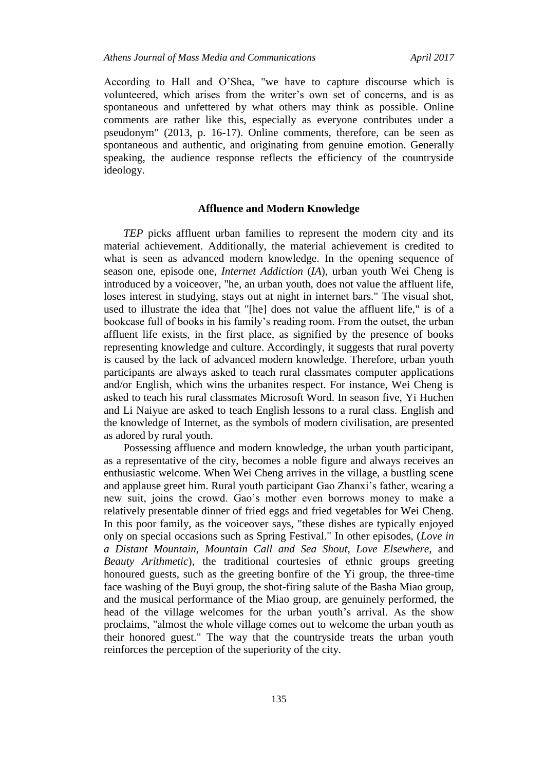According to Hall and O'Shea, "we have to capture discourse which is volunteered, which arises from the writer's own set of concerns, and is as spontaneous and unfettered by what others may think as possible. Online comments are rather like this, especially as everyone contributes under a pseudonym" (2013, p. 16-17). Online comments, therefore, can be seen as spontaneous and authentic, and originating from genuine emotion. Generally speaking, the audience response reflects the efficiency of the countryside ideology.

## Affluence and Modern Knowledge

*TEP* picks affluent urban families to represent the modern city and its material achievement. Additionally, the material achievement is credited to what is seen as advanced modern knowledge. In the opening sequence of season one, episode one, *Internet Addiction* (*IA*), urban youth Wei Cheng is introduced by a voiceover, "he, an urban youth, does not value the affluent life, loses interest in studying, stays out at night in internet bars." The visual shot, used to illustrate the idea that "[he] does not value the affluent life," is of a bookcase full of books in his family's reading room. From the outset, the urban affluent life exists, in the first place, as signified by the presence of books representing knowledge and culture. Accordingly, it suggests that rural poverty is caused by the lack of advanced modern knowledge. Therefore, urban youth participants are always asked to teach rural classmates computer applications and/or English, which wins the urbanites respect. For instance, Wei Cheng is asked to teach his rural classmates Microsoft Word. In season five, Yi Huchen and Li Naiyue are asked to teach English lessons to a rural class. English and the knowledge of Internet, as the symbols of modern civilisation, are presented as adored by rural youth.

Possessing affluence and modern knowledge, the urban youth participant, as a representative of the city, becomes a noble figure and always receives an enthusiastic welcome. When Wei Cheng arrives in the village, a bustling scene and applause greet him. Rural youth participant Gao Zhanxi's father, wearing a new suit, joins the crowd. Gao's mother even borrows money to make a relatively presentable dinner of fried eggs and fried vegetables for Wei Cheng. In this poor family, as the voiceover says, "these dishes are typically enjoyed only on special occasions such as Spring Festival." In other episodes, (*Love in a Distant Mountain*, *Mountain Call and Sea Shout*, *Love Elsewhere*, and *Beauty Arithmetic*), the traditional courtesies of ethnic groups greeting honoured guests, such as the greeting bonfire of the Yi group, the three-time face washing of the Buyi group, the shot-firing salute of the Basha Miao group, and the musical performance of the Miao group, are genuinely performed, the head of the village welcomes for the urban youth's arrival. As the show proclaims, "almost the whole village comes out to welcome the urban youth as their honored guest." The way that the countryside treats the urban youth reinforces the perception of the superiority of the city.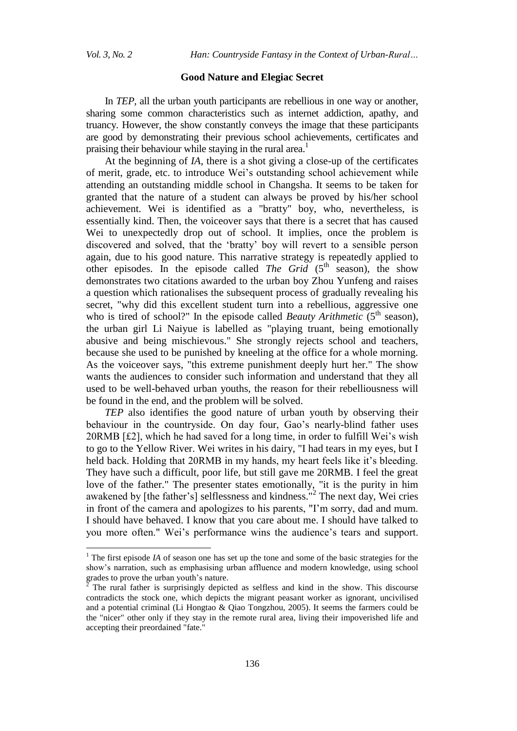## Good Nature and Elegiac Secret

In *TEP*, all the urban youth participants are rebellious in one way or another, sharing some common characteristics such as internet addiction, apathy, and truancy. However, the show constantly conveys the image that these participants are good by demonstrating their previous school achievements, certificates and praising their behaviour while staying in the rural area.[1]

At the beginning of *IA*, there is a shot giving a close-up of the certificates of merit, grade, etc. to introduce Wei's outstanding school achievement while attending an outstanding middle school in Changsha. It seems to be taken for granted that the nature of a student can always be proved by his/her school achievement. Wei is identified as a "bratty" boy, who, nevertheless, is essentially kind. Then, the voiceover says that there is a secret that has caused Wei to unexpectedly drop out of school. It implies, once the problem is discovered and solved, that the 'bratty' boy will revert to a sensible person again, due to his good nature. This narrative strategy is repeatedly applied to other episodes. In the episode called *The Grid* (5th season), the show demonstrates two citations awarded to the urban boy Zhou Yunfeng and raises a question which rationalises the subsequent process of gradually revealing his secret, "why did this excellent student turn into a rebellious, aggressive one who is tired of school?" In the episode called *Beauty Arithmetic* (5th season), the urban girl Li Naiyue is labelled as "playing truant, being emotionally abusive and being mischievous." She strongly rejects school and teachers, because she used to be punished by kneeling at the office for a whole morning. As the voiceover says, "this extreme punishment deeply hurt her." The show wants the audiences to consider such information and understand that they all used to be well-behaved urban youths, the reason for their rebelliousness will be found in the end, and the problem will be solved.

*TEP* also identifies the good nature of urban youth by observing their behaviour in the countryside. On day four, Gao's nearly-blind father uses 20RMB [£2], which he had saved for a long time, in order to fulfill Wei's wish to go to the Yellow River. Wei writes in his dairy, "I had tears in my eyes, but I held back. Holding that 20RMB in my hands, my heart feels like it's bleeding. They have such a difficult, poor life, but still gave me 20RMB. I feel the great love of the father." The presenter states emotionally, "it is the purity in him awakened by [the father's] selflessness and kindness."[2] The next day, Wei cries in front of the camera and apologizes to his parents, "I'm sorry, dad and mum. I should have behaved. I know that you care about me. I should have talked to you more often." Wei's performance wins the audience's tears and support.

---

[1] The first episode *IA* of season one has set up the tone and some of the basic strategies for the show's narration, such as emphasising urban affluence and modern knowledge, using school grades to prove the urban youth's nature.

[2] The rural father is surprisingly depicted as selfless and kind in the show. This discourse contradicts the stock one, which depicts the migrant peasant worker as ignorant, uncivilised and a potential criminal (Li Hongtao & Qiao Tongzhou, 2005). It seems the farmers could be the "nicer" other only if they stay in the remote rural area, living their impoverished life and accepting their preordained "fate."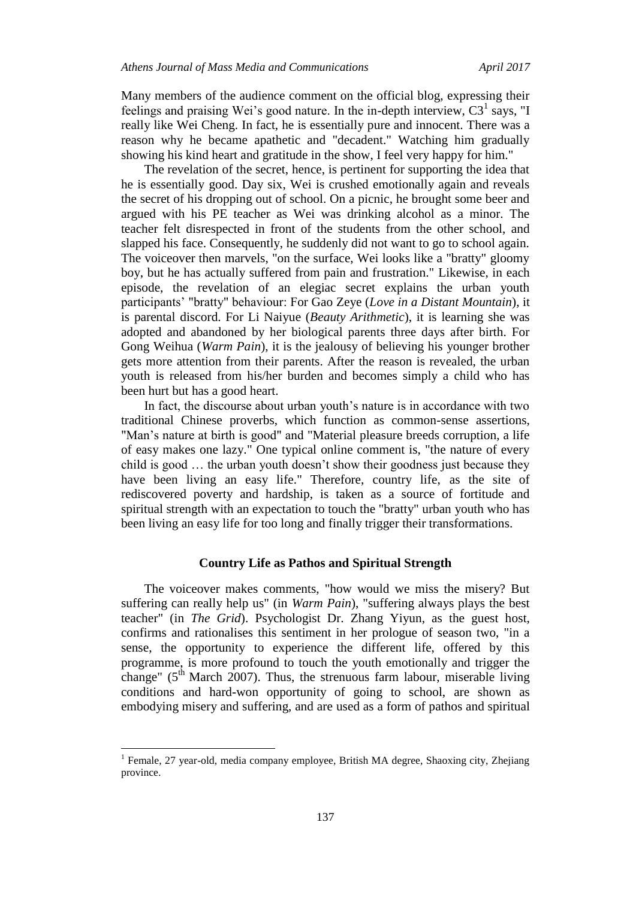Many members of the audience comment on the official blog, expressing their feelings and praising Wei's good nature. In the in-depth interview, C3[1] says, "I really like Wei Cheng. In fact, he is essentially pure and innocent. There was a reason why he became apathetic and "decadent." Watching him gradually showing his kind heart and gratitude in the show, I feel very happy for him."

The revelation of the secret, hence, is pertinent for supporting the idea that he is essentially good. Day six, Wei is crushed emotionally again and reveals the secret of his dropping out of school. On a picnic, he brought some beer and argued with his PE teacher as Wei was drinking alcohol as a minor. The teacher felt disrespected in front of the students from the other school, and slapped his face. Consequently, he suddenly did not want to go to school again. The voiceover then marvels, "on the surface, Wei looks like a "bratty" gloomy boy, but he has actually suffered from pain and frustration." Likewise, in each episode, the revelation of an elegiac secret explains the urban youth participants' "bratty" behaviour: For Gao Zeye (*Love in a Distant Mountain*), it is parental discord. For Li Naiyue (*Beauty Arithmetic*), it is learning she was adopted and abandoned by her biological parents three days after birth. For Gong Weihua (*Warm Pain*), it is the jealousy of believing his younger brother gets more attention from their parents. After the reason is revealed, the urban youth is released from his/her burden and becomes simply a child who has been hurt but has a good heart.

In fact, the discourse about urban youth's nature is in accordance with two traditional Chinese proverbs, which function as common-sense assertions, "Man's nature at birth is good" and "Material pleasure breeds corruption, a life of easy makes one lazy." One typical online comment is, "the nature of every child is good … the urban youth doesn't show their goodness just because they have been living an easy life." Therefore, country life, as the site of rediscovered poverty and hardship, is taken as a source of fortitude and spiritual strength with an expectation to touch the "bratty" urban youth who has been living an easy life for too long and finally trigger their transformations.

## Country Life as Pathos and Spiritual Strength

The voiceover makes comments, "how would we miss the misery? But suffering can really help us" (in *Warm Pain*), "suffering always plays the best teacher" (in *The Grid*). Psychologist Dr. Zhang Yiyun, as the guest host, confirms and rationalises this sentiment in her prologue of season two, "in a sense, the opportunity to experience the different life, offered by this programme, is more profound to touch the youth emotionally and trigger the change" (5th March 2007). Thus, the strenuous farm labour, miserable living conditions and hard-won opportunity of going to school, are shown as embodying misery and suffering, and are used as a form of pathos and spiritual

---

[1] Female, 27 year-old, media company employee, British MA degree, Shaoxing city, Zhejiang province.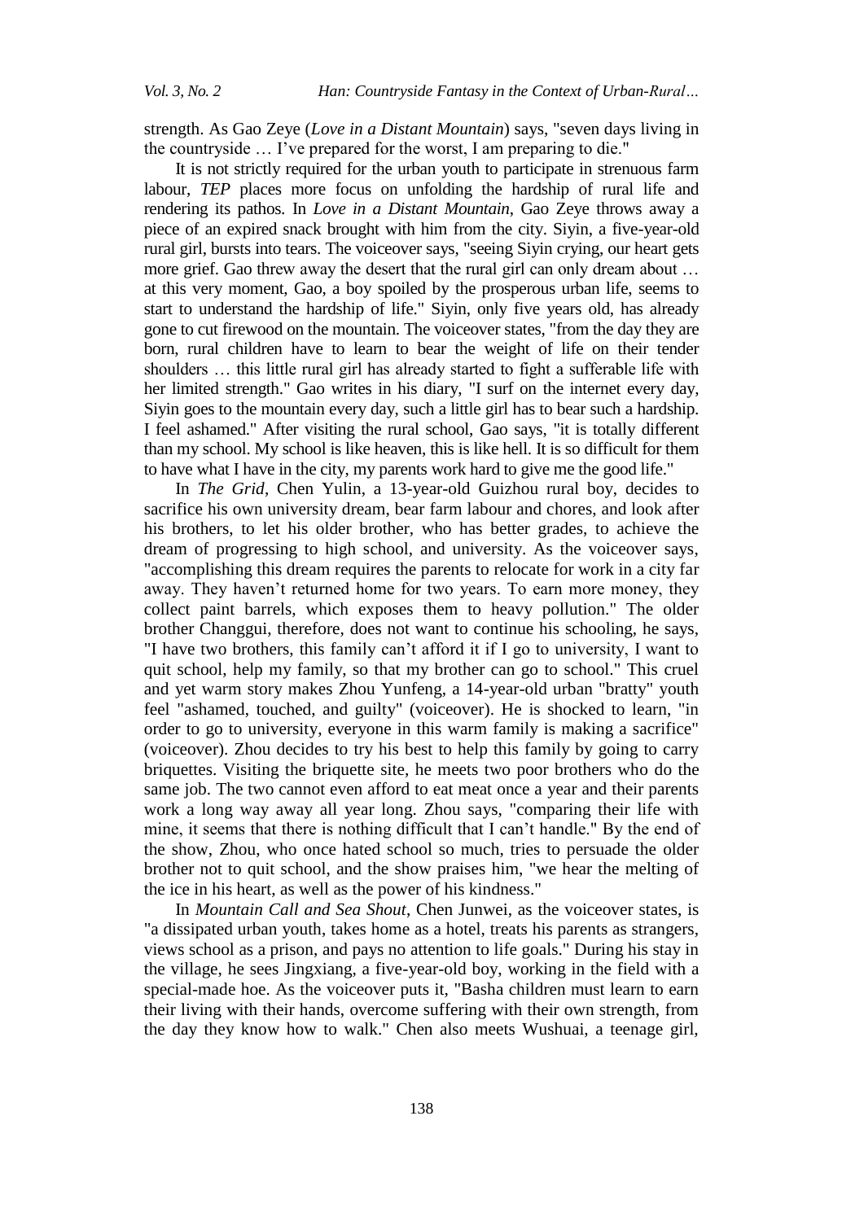strength. As Gao Zeye (*Love in a Distant Mountain*) says, "seven days living in the countryside … I've prepared for the worst, I am preparing to die."

It is not strictly required for the urban youth to participate in strenuous farm labour, *TEP* places more focus on unfolding the hardship of rural life and rendering its pathos. In *Love in a Distant Mountain*, Gao Zeye throws away a piece of an expired snack brought with him from the city. Siyin, a five-year-old rural girl, bursts into tears. The voiceover says, "seeing Siyin crying, our heart gets more grief. Gao threw away the desert that the rural girl can only dream about … at this very moment, Gao, a boy spoiled by the prosperous urban life, seems to start to understand the hardship of life." Siyin, only five years old, has already gone to cut firewood on the mountain. The voiceover states, "from the day they are born, rural children have to learn to bear the weight of life on their tender shoulders … this little rural girl has already started to fight a sufferable life with her limited strength." Gao writes in his diary, "I surf on the internet every day, Siyin goes to the mountain every day, such a little girl has to bear such a hardship. I feel ashamed." After visiting the rural school, Gao says, "it is totally different than my school. My school is like heaven, this is like hell. It is so difficult for them to have what I have in the city, my parents work hard to give me the good life."

In *The Grid*, Chen Yulin, a 13-year-old Guizhou rural boy, decides to sacrifice his own university dream, bear farm labour and chores, and look after his brothers, to let his older brother, who has better grades, to achieve the dream of progressing to high school, and university. As the voiceover says, "accomplishing this dream requires the parents to relocate for work in a city far away. They haven't returned home for two years. To earn more money, they collect paint barrels, which exposes them to heavy pollution." The older brother Changgui, therefore, does not want to continue his schooling, he says, "I have two brothers, this family can't afford it if I go to university, I want to quit school, help my family, so that my brother can go to school." This cruel and yet warm story makes Zhou Yunfeng, a 14-year-old urban "bratty" youth feel "ashamed, touched, and guilty" (voiceover). He is shocked to learn, "in order to go to university, everyone in this warm family is making a sacrifice" (voiceover). Zhou decides to try his best to help this family by going to carry briquettes. Visiting the briquette site, he meets two poor brothers who do the same job. The two cannot even afford to eat meat once a year and their parents work a long way away all year long. Zhou says, "comparing their life with mine, it seems that there is nothing difficult that I can't handle." By the end of the show, Zhou, who once hated school so much, tries to persuade the older brother not to quit school, and the show praises him, "we hear the melting of the ice in his heart, as well as the power of his kindness."

In *Mountain Call and Sea Shout*, Chen Junwei, as the voiceover states, is "a dissipated urban youth, takes home as a hotel, treats his parents as strangers, views school as a prison, and pays no attention to life goals." During his stay in the village, he sees Jingxiang, a five-year-old boy, working in the field with a special-made hoe. As the voiceover puts it, "Basha children must learn to earn their living with their hands, overcome suffering with their own strength, from the day they know how to walk." Chen also meets Wushuai, a teenage girl,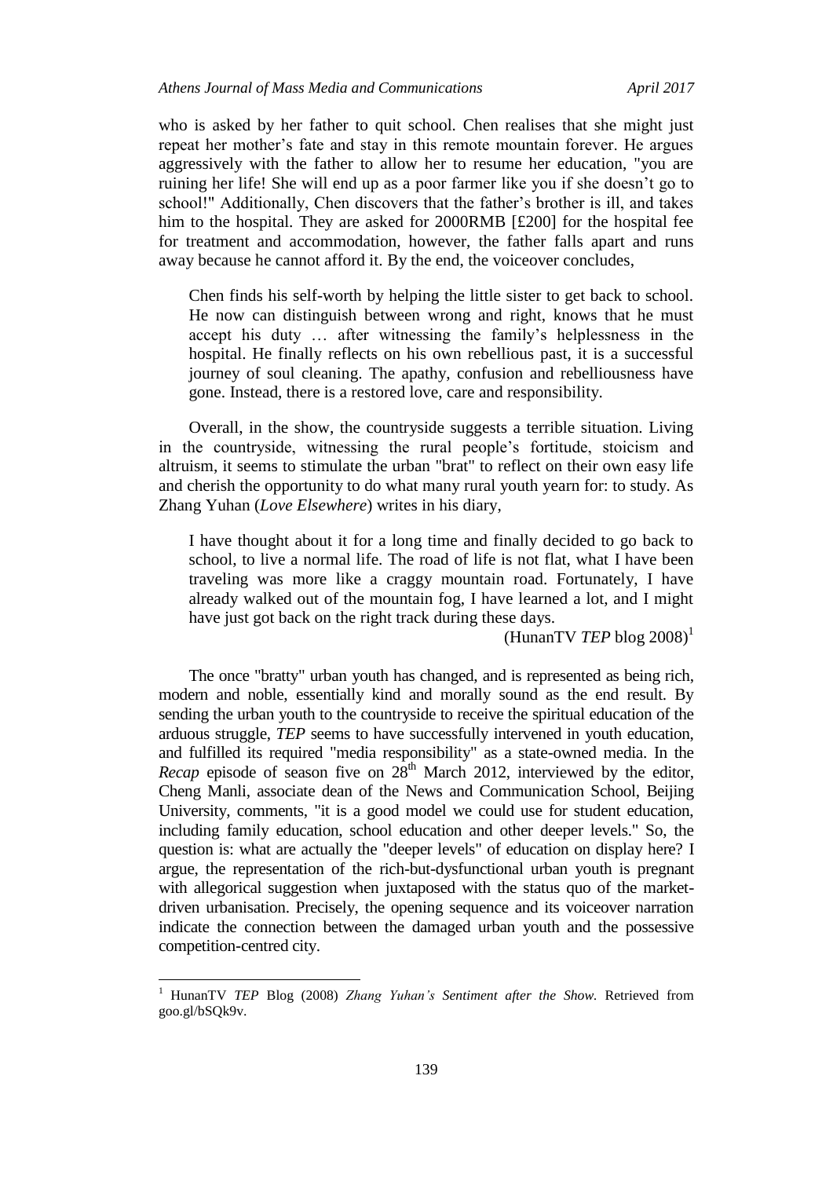who is asked by her father to quit school. Chen realises that she might just repeat her mother's fate and stay in this remote mountain forever. He argues aggressively with the father to allow her to resume her education, "you are ruining her life! She will end up as a poor farmer like you if she doesn't go to school!" Additionally, Chen discovers that the father's brother is ill, and takes him to the hospital. They are asked for 2000RMB [£200] for the hospital fee for treatment and accommodation, however, the father falls apart and runs away because he cannot afford it. By the end, the voiceover concludes,

> Chen finds his self-worth by helping the little sister to get back to school. He now can distinguish between wrong and right, knows that he must accept his duty … after witnessing the family's helplessness in the hospital. He finally reflects on his own rebellious past, it is a successful journey of soul cleaning. The apathy, confusion and rebelliousness have gone. Instead, there is a restored love, care and responsibility.

Overall, in the show, the countryside suggests a terrible situation. Living in the countryside, witnessing the rural people's fortitude, stoicism and altruism, it seems to stimulate the urban "brat" to reflect on their own easy life and cherish the opportunity to do what many rural youth yearn for: to study. As Zhang Yuhan (*Love Elsewhere*) writes in his diary,

> I have thought about it for a long time and finally decided to go back to school, to live a normal life. The road of life is not flat, what I have been traveling was more like a craggy mountain road. Fortunately, I have already walked out of the mountain fog, I have learned a lot, and I might have just got back on the right track during these days.
>
> (HunanTV *TEP* blog 2008)[1]

The once "bratty" urban youth has changed, and is represented as being rich, modern and noble, essentially kind and morally sound as the end result. By sending the urban youth to the countryside to receive the spiritual education of the arduous struggle, *TEP* seems to have successfully intervened in youth education, and fulfilled its required "media responsibility" as a state-owned media. In the *Recap* episode of season five on 28th March 2012, interviewed by the editor, Cheng Manli, associate dean of the News and Communication School, Beijing University, comments, "it is a good model we could use for student education, including family education, school education and other deeper levels." So, the question is: what are actually the "deeper levels" of education on display here? I argue, the representation of the rich-but-dysfunctional urban youth is pregnant with allegorical suggestion when juxtaposed with the status quo of the market-driven urbanisation. Precisely, the opening sequence and its voiceover narration indicate the connection between the damaged urban youth and the possessive competition-centred city.

---

[1] HunanTV *TEP* Blog (2008) *Zhang Yuhan's Sentiment after the Show.* Retrieved from goo.gl/bSQk9v.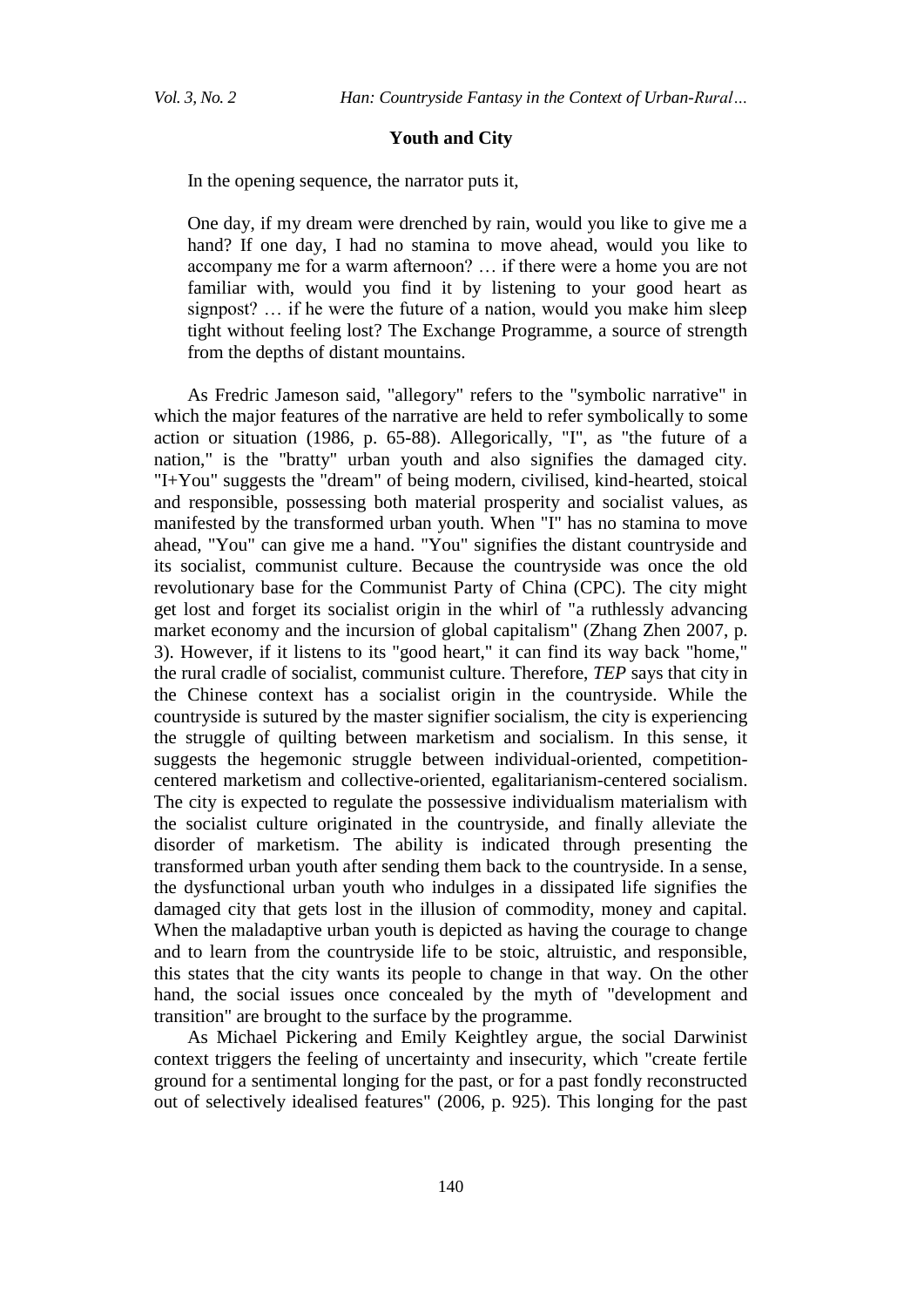## Youth and City

In the opening sequence, the narrator puts it,

> One day, if my dream were drenched by rain, would you like to give me a hand? If one day, I had no stamina to move ahead, would you like to accompany me for a warm afternoon? … if there were a home you are not familiar with, would you find it by listening to your good heart as signpost? … if he were the future of a nation, would you make him sleep tight without feeling lost? The Exchange Programme, a source of strength from the depths of distant mountains.

As Fredric Jameson said, "allegory" refers to the "symbolic narrative" in which the major features of the narrative are held to refer symbolically to some action or situation (1986, p. 65-88). Allegorically, "I", as "the future of a nation," is the "bratty" urban youth and also signifies the damaged city. "I+You" suggests the "dream" of being modern, civilised, kind-hearted, stoical and responsible, possessing both material prosperity and socialist values, as manifested by the transformed urban youth. When "I" has no stamina to move ahead, "You" can give me a hand. "You" signifies the distant countryside and its socialist, communist culture. Because the countryside was once the old revolutionary base for the Communist Party of China (CPC). The city might get lost and forget its socialist origin in the whirl of "a ruthlessly advancing market economy and the incursion of global capitalism" (Zhang Zhen 2007, p. 3). However, if it listens to its "good heart," it can find its way back "home," the rural cradle of socialist, communist culture. Therefore, *TEP* says that city in the Chinese context has a socialist origin in the countryside. While the countryside is sutured by the master signifier socialism, the city is experiencing the struggle of quilting between marketism and socialism. In this sense, it suggests the hegemonic struggle between individual-oriented, competition-centered marketism and collective-oriented, egalitarianism-centered socialism. The city is expected to regulate the possessive individualism materialism with the socialist culture originated in the countryside, and finally alleviate the disorder of marketism. The ability is indicated through presenting the transformed urban youth after sending them back to the countryside. In a sense, the dysfunctional urban youth who indulges in a dissipated life signifies the damaged city that gets lost in the illusion of commodity, money and capital. When the maladaptive urban youth is depicted as having the courage to change and to learn from the countryside life to be stoic, altruistic, and responsible, this states that the city wants its people to change in that way. On the other hand, the social issues once concealed by the myth of "development and transition" are brought to the surface by the programme.

As Michael Pickering and Emily Keightley argue, the social Darwinist context triggers the feeling of uncertainty and insecurity, which "create fertile ground for a sentimental longing for the past, or for a past fondly reconstructed out of selectively idealised features" (2006, p. 925). This longing for the past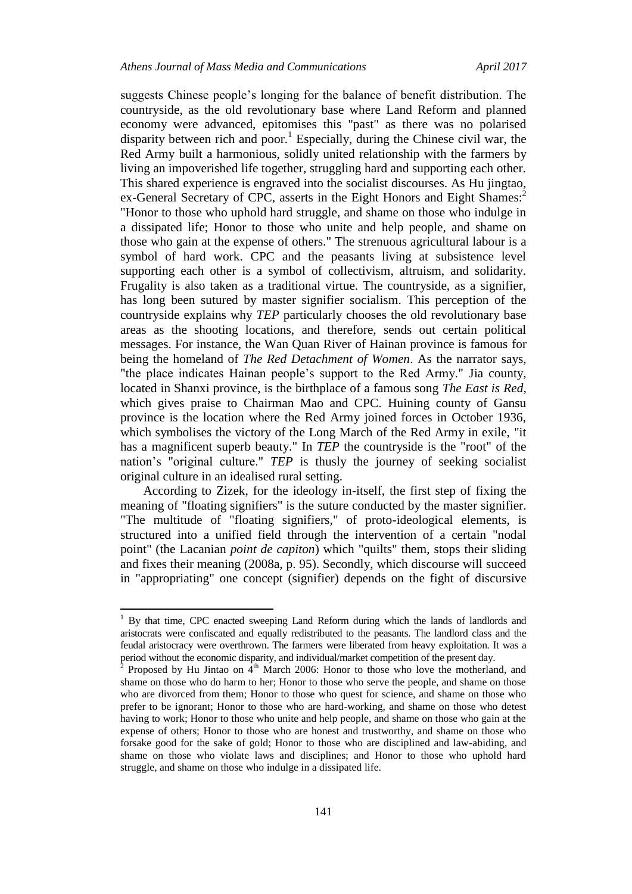suggests Chinese people's longing for the balance of benefit distribution. The countryside, as the old revolutionary base where Land Reform and planned economy were advanced, epitomises this "past" as there was no polarised disparity between rich and poor.[1] Especially, during the Chinese civil war, the Red Army built a harmonious, solidly united relationship with the farmers by living an impoverished life together, struggling hard and supporting each other. This shared experience is engraved into the socialist discourses. As Hu jingtao, ex-General Secretary of CPC, asserts in the Eight Honors and Eight Shames:[2] "Honor to those who uphold hard struggle, and shame on those who indulge in a dissipated life; Honor to those who unite and help people, and shame on those who gain at the expense of others." The strenuous agricultural labour is a symbol of hard work. CPC and the peasants living at subsistence level supporting each other is a symbol of collectivism, altruism, and solidarity. Frugality is also taken as a traditional virtue. The countryside, as a signifier, has long been sutured by master signifier socialism. This perception of the countryside explains why *TEP* particularly chooses the old revolutionary base areas as the shooting locations, and therefore, sends out certain political messages. For instance, the Wan Quan River of Hainan province is famous for being the homeland of *The Red Detachment of Women*. As the narrator says, "the place indicates Hainan people's support to the Red Army." Jia county, located in Shanxi province, is the birthplace of a famous song *The East is Red*, which gives praise to Chairman Mao and CPC. Huining county of Gansu province is the location where the Red Army joined forces in October 1936, which symbolises the victory of the Long March of the Red Army in exile, "it has a magnificent superb beauty." In *TEP* the countryside is the "root" of the nation's "original culture." *TEP* is thusly the journey of seeking socialist original culture in an idealised rural setting.

According to Zizek, for the ideology in-itself, the first step of fixing the meaning of "floating signifiers" is the suture conducted by the master signifier. "The multitude of "floating signifiers," of proto-ideological elements, is structured into a unified field through the intervention of a certain "nodal point" (the Lacanian *point de capiton*) which "quilts" them, stops their sliding and fixes their meaning (2008a, p. 95). Secondly, which discourse will succeed in "appropriating" one concept (signifier) depends on the fight of discursive

---

[1] By that time, CPC enacted sweeping Land Reform during which the lands of landlords and aristocrats were confiscated and equally redistributed to the peasants. The landlord class and the feudal aristocracy were overthrown. The farmers were liberated from heavy exploitation. It was a period without the economic disparity, and individual/market competition of the present day.

[2] Proposed by Hu Jintao on 4th March 2006: Honor to those who love the motherland, and shame on those who do harm to her; Honor to those who serve the people, and shame on those who are divorced from them; Honor to those who quest for science, and shame on those who prefer to be ignorant; Honor to those who are hard-working, and shame on those who detest having to work; Honor to those who unite and help people, and shame on those who gain at the expense of others; Honor to those who are honest and trustworthy, and shame on those who forsake good for the sake of gold; Honor to those who are disciplined and law-abiding, and shame on those who violate laws and disciplines; and Honor to those who uphold hard struggle, and shame on those who indulge in a dissipated life.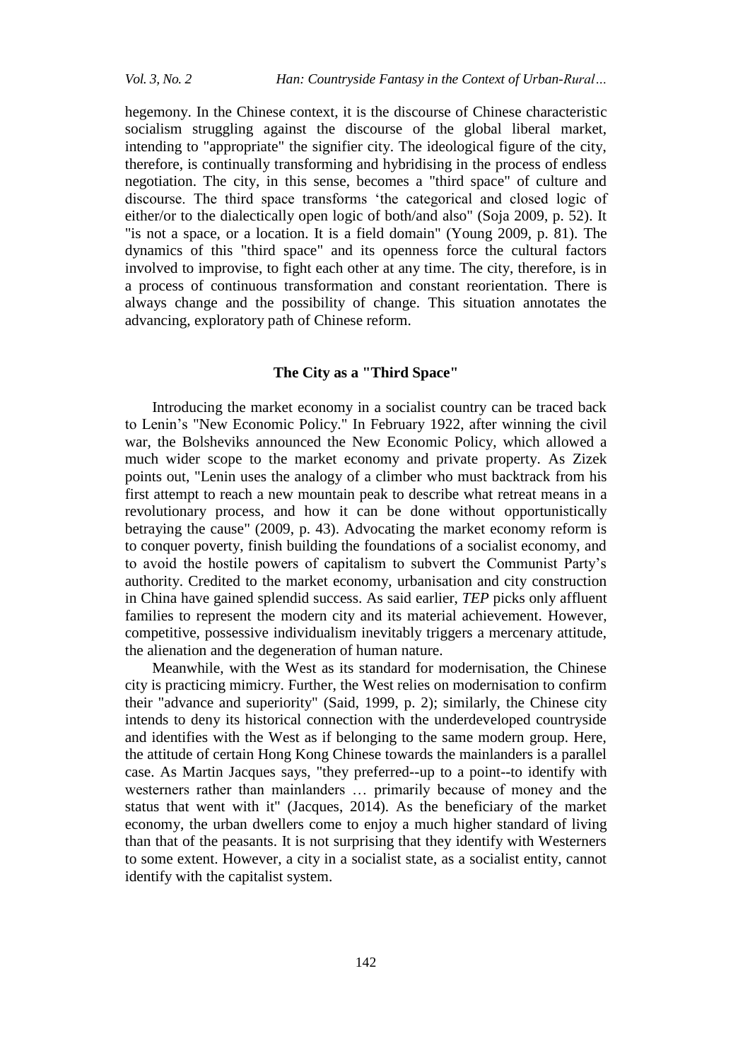hegemony. In the Chinese context, it is the discourse of Chinese characteristic socialism struggling against the discourse of the global liberal market, intending to "appropriate" the signifier city. The ideological figure of the city, therefore, is continually transforming and hybridising in the process of endless negotiation. The city, in this sense, becomes a "third space" of culture and discourse. The third space transforms 'the categorical and closed logic of either/or to the dialectically open logic of both/and also" (Soja 2009, p. 52). It "is not a space, or a location. It is a field domain" (Young 2009, p. 81). The dynamics of this "third space" and its openness force the cultural factors involved to improvise, to fight each other at any time. The city, therefore, is in a process of continuous transformation and constant reorientation. There is always change and the possibility of change. This situation annotates the advancing, exploratory path of Chinese reform.

## The City as a "Third Space"

Introducing the market economy in a socialist country can be traced back to Lenin's "New Economic Policy." In February 1922, after winning the civil war, the Bolsheviks announced the New Economic Policy, which allowed a much wider scope to the market economy and private property. As Zizek points out, "Lenin uses the analogy of a climber who must backtrack from his first attempt to reach a new mountain peak to describe what retreat means in a revolutionary process, and how it can be done without opportunistically betraying the cause" (2009, p. 43). Advocating the market economy reform is to conquer poverty, finish building the foundations of a socialist economy, and to avoid the hostile powers of capitalism to subvert the Communist Party's authority. Credited to the market economy, urbanisation and city construction in China have gained splendid success. As said earlier, ***TEP*** picks only affluent families to represent the modern city and its material achievement. However, competitive, possessive individualism inevitably triggers a mercenary attitude, the alienation and the degeneration of human nature.

Meanwhile, with the West as its standard for modernisation, the Chinese city is practicing mimicry. Further, the West relies on modernisation to confirm their "advance and superiority" (Said, 1999, p. 2); similarly, the Chinese city intends to deny its historical connection with the underdeveloped countryside and identifies with the West as if belonging to the same modern group. Here, the attitude of certain Hong Kong Chinese towards the mainlanders is a parallel case. As Martin Jacques says, "they preferred--up to a point--to identify with westerners rather than mainlanders … primarily because of money and the status that went with it" (Jacques, 2014). As the beneficiary of the market economy, the urban dwellers come to enjoy a much higher standard of living than that of the peasants. It is not surprising that they identify with Westerners to some extent. However, a city in a socialist state, as a socialist entity, cannot identify with the capitalist system.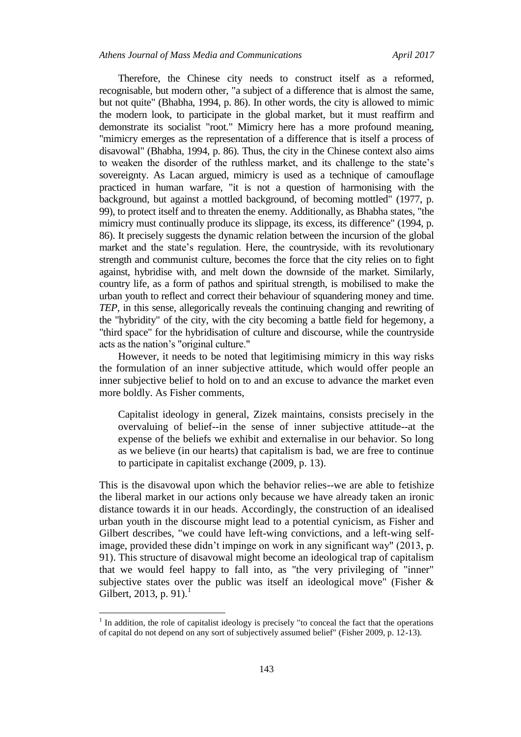Therefore, the Chinese city needs to construct itself as a reformed, recognisable, but modern other, "a subject of a difference that is almost the same, but not quite" (Bhabha, 1994, p. 86). In other words, the city is allowed to mimic the modern look, to participate in the global market, but it must reaffirm and demonstrate its socialist "root." Mimicry here has a more profound meaning, "mimicry emerges as the representation of a difference that is itself a process of disavowal" (Bhabha, 1994, p. 86). Thus, the city in the Chinese context also aims to weaken the disorder of the ruthless market, and its challenge to the state's sovereignty. As Lacan argued, mimicry is used as a technique of camouflage practiced in human warfare, "it is not a question of harmonising with the background, but against a mottled background, of becoming mottled" (1977, p. 99), to protect itself and to threaten the enemy. Additionally, as Bhabha states, "the mimicry must continually produce its slippage, its excess, its difference" (1994, p. 86). It precisely suggests the dynamic relation between the incursion of the global market and the state's regulation. Here, the countryside, with its revolutionary strength and communist culture, becomes the force that the city relies on to fight against, hybridise with, and melt down the downside of the market. Similarly, country life, as a form of pathos and spiritual strength, is mobilised to make the urban youth to reflect and correct their behaviour of squandering money and time. *TEP*, in this sense, allegorically reveals the continuing changing and rewriting of the "hybridity" of the city, with the city becoming a battle field for hegemony, a "third space" for the hybridisation of culture and discourse, while the countryside acts as the nation's "original culture."

However, it needs to be noted that legitimising mimicry in this way risks the formulation of an inner subjective attitude, which would offer people an inner subjective belief to hold on to and an excuse to advance the market even more boldly. As Fisher comments,

> Capitalist ideology in general, Zizek maintains, consists precisely in the overvaluing of belief--in the sense of inner subjective attitude--at the expense of the beliefs we exhibit and externalise in our behavior. So long as we believe (in our hearts) that capitalism is bad, we are free to continue to participate in capitalist exchange (2009, p. 13).

This is the disavowal upon which the behavior relies--we are able to fetishize the liberal market in our actions only because we have already taken an ironic distance towards it in our heads. Accordingly, the construction of an idealised urban youth in the discourse might lead to a potential cynicism, as Fisher and Gilbert describes, "we could have left-wing convictions, and a left-wing self-image, provided these didn't impinge on work in any significant way" (2013, p. 91). This structure of disavowal might become an ideological trap of capitalism that we would feel happy to fall into, as "the very privileging of "inner" subjective states over the public was itself an ideological move" (Fisher & Gilbert, 2013, p. 91).[1]

[1] In addition, the role of capitalist ideology is precisely "to conceal the fact that the operations of capital do not depend on any sort of subjectively assumed belief" (Fisher 2009, p. 12-13).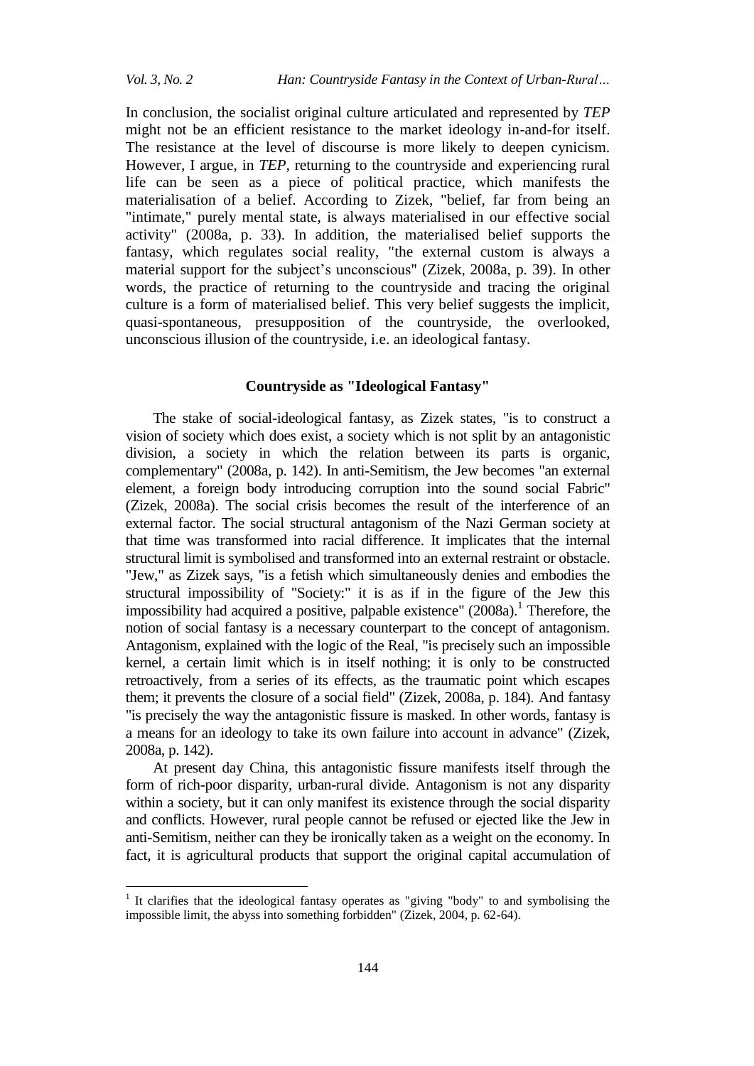In conclusion, the socialist original culture articulated and represented by *TEP* might not be an efficient resistance to the market ideology in-and-for itself. The resistance at the level of discourse is more likely to deepen cynicism. However, I argue, in *TEP*, returning to the countryside and experiencing rural life can be seen as a piece of political practice, which manifests the materialisation of a belief. According to Zizek, "belief, far from being an "intimate," purely mental state, is always materialised in our effective social activity" (2008a, p. 33). In addition, the materialised belief supports the fantasy, which regulates social reality, "the external custom is always a material support for the subject's unconscious" (Zizek, 2008a, p. 39). In other words, the practice of returning to the countryside and tracing the original culture is a form of materialised belief. This very belief suggests the implicit, quasi-spontaneous, presupposition of the countryside, the overlooked, unconscious illusion of the countryside, i.e. an ideological fantasy.

## Countryside as "Ideological Fantasy"

The stake of social-ideological fantasy, as Zizek states, "is to construct a vision of society which does exist, a society which is not split by an antagonistic division, a society in which the relation between its parts is organic, complementary" (2008a, p. 142). In anti-Semitism, the Jew becomes "an external element, a foreign body introducing corruption into the sound social Fabric" (Zizek, 2008a). The social crisis becomes the result of the interference of an external factor. The social structural antagonism of the Nazi German society at that time was transformed into racial difference. It implicates that the internal structural limit is symbolised and transformed into an external restraint or obstacle. "Jew," as Zizek says, "is a fetish which simultaneously denies and embodies the structural impossibility of "Society:" it is as if in the figure of the Jew this impossibility had acquired a positive, palpable existence" (2008a).[1] Therefore, the notion of social fantasy is a necessary counterpart to the concept of antagonism. Antagonism, explained with the logic of the Real, "is precisely such an impossible kernel, a certain limit which is in itself nothing; it is only to be constructed retroactively, from a series of its effects, as the traumatic point which escapes them; it prevents the closure of a social field" (Zizek, 2008a, p. 184). And fantasy "is precisely the way the antagonistic fissure is masked. In other words, fantasy is a means for an ideology to take its own failure into account in advance" (Zizek, 2008a, p. 142).

At present day China, this antagonistic fissure manifests itself through the form of rich-poor disparity, urban-rural divide. Antagonism is not any disparity within a society, but it can only manifest its existence through the social disparity and conflicts. However, rural people cannot be refused or ejected like the Jew in anti-Semitism, neither can they be ironically taken as a weight on the economy. In fact, it is agricultural products that support the original capital accumulation of

[1] It clarifies that the ideological fantasy operates as "giving "body" to and symbolising the impossible limit, the abyss into something forbidden" (Zizek, 2004, p. 62-64).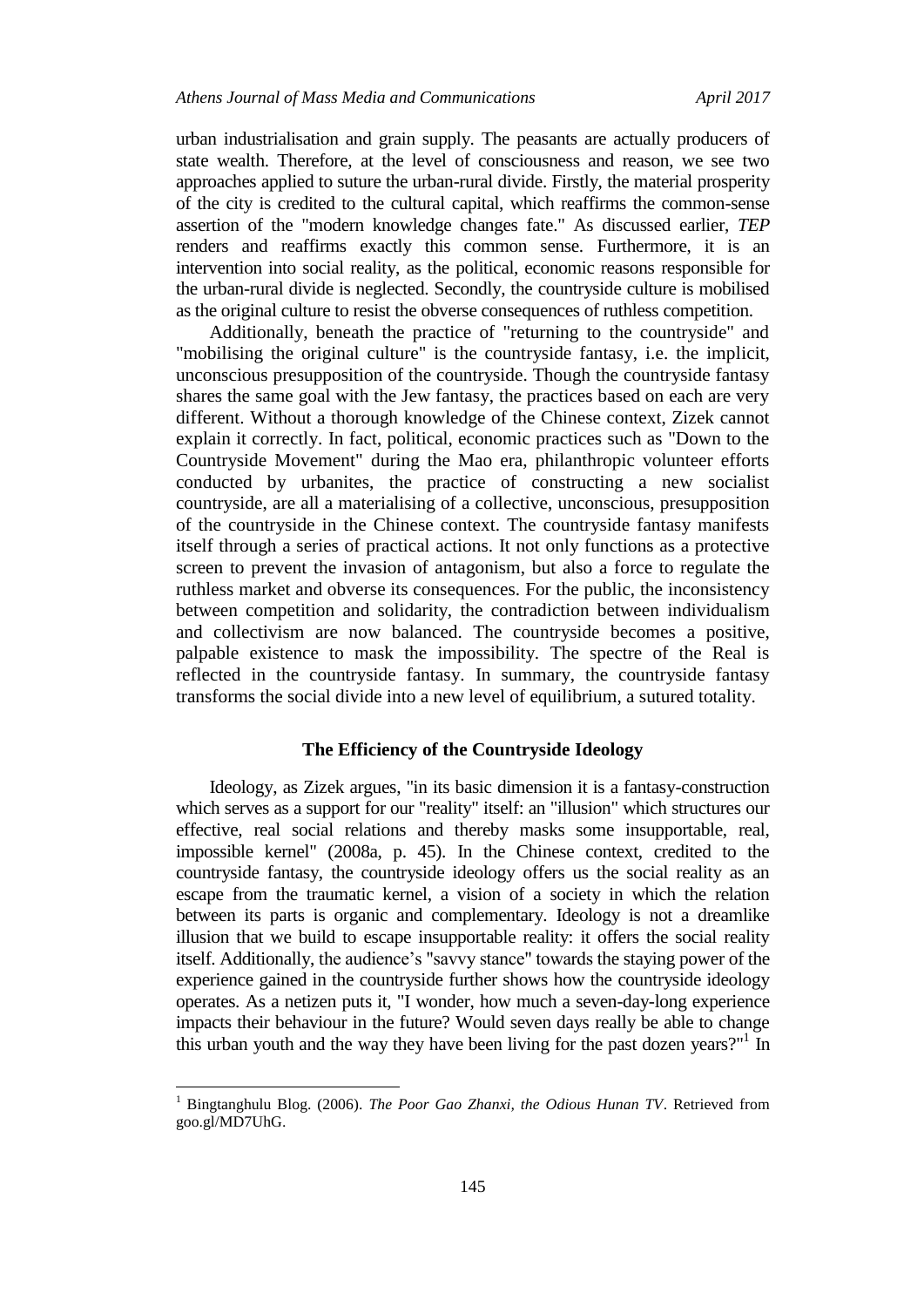urban industrialisation and grain supply. The peasants are actually producers of state wealth. Therefore, at the level of consciousness and reason, we see two approaches applied to suture the urban-rural divide. Firstly, the material prosperity of the city is credited to the cultural capital, which reaffirms the common-sense assertion of the "modern knowledge changes fate." As discussed earlier, *TEP* renders and reaffirms exactly this common sense. Furthermore, it is an intervention into social reality, as the political, economic reasons responsible for the urban-rural divide is neglected. Secondly, the countryside culture is mobilised as the original culture to resist the obverse consequences of ruthless competition.

Additionally, beneath the practice of "returning to the countryside" and "mobilising the original culture" is the countryside fantasy, i.e. the implicit, unconscious presupposition of the countryside. Though the countryside fantasy shares the same goal with the Jew fantasy, the practices based on each are very different. Without a thorough knowledge of the Chinese context, Zizek cannot explain it correctly. In fact, political, economic practices such as "Down to the Countryside Movement" during the Mao era, philanthropic volunteer efforts conducted by urbanites, the practice of constructing a new socialist countryside, are all a materialising of a collective, unconscious, presupposition of the countryside in the Chinese context. The countryside fantasy manifests itself through a series of practical actions. It not only functions as a protective screen to prevent the invasion of antagonism, but also a force to regulate the ruthless market and obverse its consequences. For the public, the inconsistency between competition and solidarity, the contradiction between individualism and collectivism are now balanced. The countryside becomes a positive, palpable existence to mask the impossibility. The spectre of the Real is reflected in the countryside fantasy. In summary, the countryside fantasy transforms the social divide into a new level of equilibrium, a sutured totality.

## The Efficiency of the Countryside Ideology

Ideology, as Zizek argues, "in its basic dimension it is a fantasy-construction which serves as a support for our "reality" itself: an "illusion" which structures our effective, real social relations and thereby masks some insupportable, real, impossible kernel" (2008a, p. 45). In the Chinese context, credited to the countryside fantasy, the countryside ideology offers us the social reality as an escape from the traumatic kernel, a vision of a society in which the relation between its parts is organic and complementary. Ideology is not a dreamlike illusion that we build to escape insupportable reality: it offers the social reality itself. Additionally, the audience's "savvy stance" towards the staying power of the experience gained in the countryside further shows how the countryside ideology operates. As a netizen puts it, "I wonder, how much a seven-day-long experience impacts their behaviour in the future? Would seven days really be able to change this urban youth and the way they have been living for the past dozen years?"[1] In

[1] Bingtanghulu Blog. (2006). *The Poor Gao Zhanxi, the Odious Hunan TV*. Retrieved from goo.gl/MD7UhG.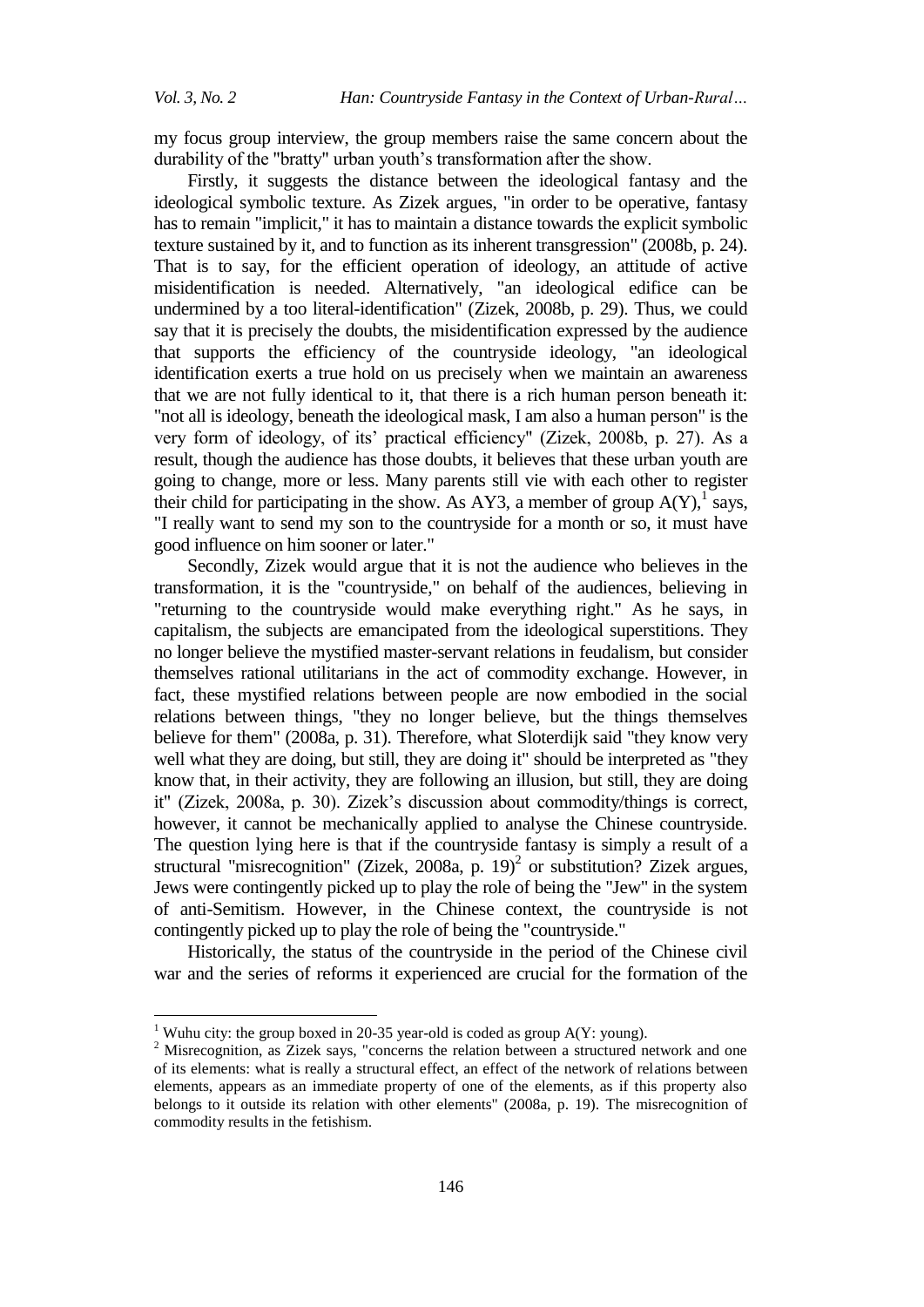my focus group interview, the group members raise the same concern about the durability of the "bratty" urban youth's transformation after the show.

Firstly, it suggests the distance between the ideological fantasy and the ideological symbolic texture. As Zizek argues, "in order to be operative, fantasy has to remain "implicit," it has to maintain a distance towards the explicit symbolic texture sustained by it, and to function as its inherent transgression" (2008b, p. 24). That is to say, for the efficient operation of ideology, an attitude of active misidentification is needed. Alternatively, "an ideological edifice can be undermined by a too literal-identification" (Zizek, 2008b, p. 29). Thus, we could say that it is precisely the doubts, the misidentification expressed by the audience that supports the efficiency of the countryside ideology, "an ideological identification exerts a true hold on us precisely when we maintain an awareness that we are not fully identical to it, that there is a rich human person beneath it: "not all is ideology, beneath the ideological mask, I am also a human person" is the very form of ideology, of its' practical efficiency" (Zizek, 2008b, p. 27). As a result, though the audience has those doubts, it believes that these urban youth are going to change, more or less. Many parents still vie with each other to register their child for participating in the show. As AY3, a member of group A(Y),[1] says, "I really want to send my son to the countryside for a month or so, it must have good influence on him sooner or later."

Secondly, Zizek would argue that it is not the audience who believes in the transformation, it is the "countryside," on behalf of the audiences, believing in "returning to the countryside would make everything right." As he says, in capitalism, the subjects are emancipated from the ideological superstitions. They no longer believe the mystified master-servant relations in feudalism, but consider themselves rational utilitarians in the act of commodity exchange. However, in fact, these mystified relations between people are now embodied in the social relations between things, "they no longer believe, but the things themselves believe for them" (2008a, p. 31). Therefore, what Sloterdijk said "they know very well what they are doing, but still, they are doing it" should be interpreted as "they know that, in their activity, they are following an illusion, but still, they are doing it" (Zizek, 2008a, p. 30). Zizek's discussion about commodity/things is correct, however, it cannot be mechanically applied to analyse the Chinese countryside. The question lying here is that if the countryside fantasy is simply a result of a structural "misrecognition" (Zizek, 2008a, p. 19)[2] or substitution? Zizek argues, Jews were contingently picked up to play the role of being the "Jew" in the system of anti-Semitism. However, in the Chinese context, the countryside is not contingently picked up to play the role of being the "countryside."

Historically, the status of the countryside in the period of the Chinese civil war and the series of reforms it experienced are crucial for the formation of the

---

[1] Wuhu city: the group boxed in 20-35 year-old is coded as group A(Y: young).

[2] Misrecognition, as Zizek says, "concerns the relation between a structured network and one of its elements: what is really a structural effect, an effect of the network of relations between elements, appears as an immediate property of one of the elements, as if this property also belongs to it outside its relation with other elements" (2008a, p. 19). The misrecognition of commodity results in the fetishism.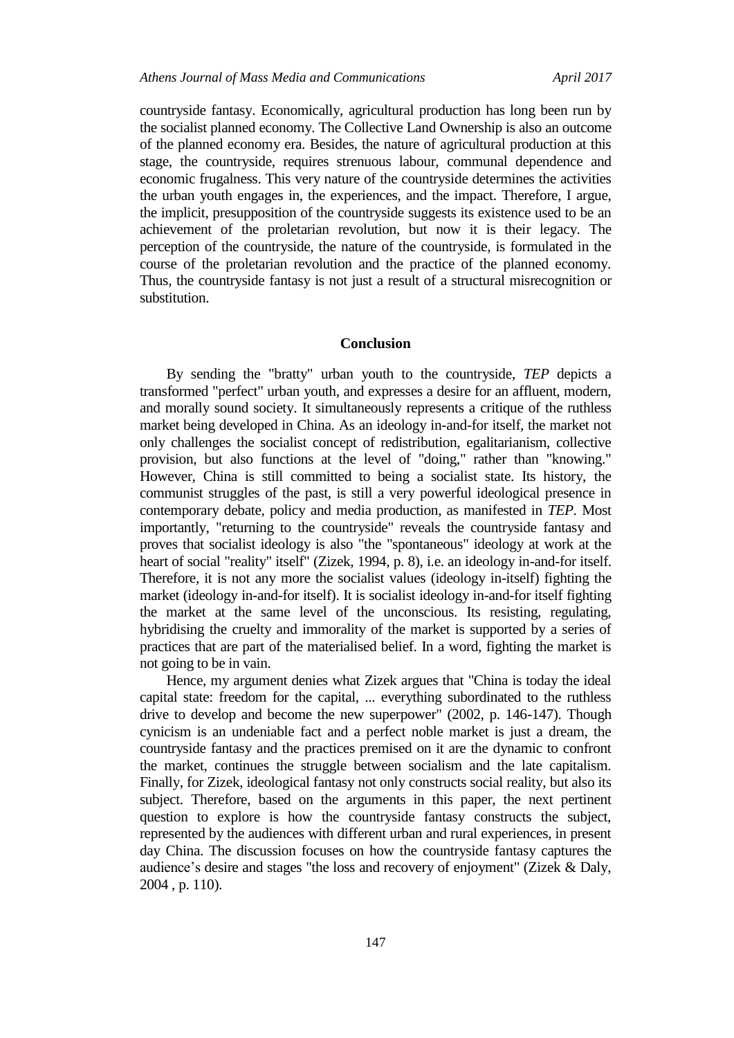countryside fantasy. Economically, agricultural production has long been run by the socialist planned economy. The Collective Land Ownership is also an outcome of the planned economy era. Besides, the nature of agricultural production at this stage, the countryside, requires strenuous labour, communal dependence and economic frugalness. This very nature of the countryside determines the activities the urban youth engages in, the experiences, and the impact. Therefore, I argue, the implicit, presupposition of the countryside suggests its existence used to be an achievement of the proletarian revolution, but now it is their legacy. The perception of the countryside, the nature of the countryside, is formulated in the course of the proletarian revolution and the practice of the planned economy. Thus, the countryside fantasy is not just a result of a structural misrecognition or substitution.

## Conclusion

By sending the "bratty" urban youth to the countryside, *TEP* depicts a transformed "perfect" urban youth, and expresses a desire for an affluent, modern, and morally sound society. It simultaneously represents a critique of the ruthless market being developed in China. As an ideology in-and-for itself, the market not only challenges the socialist concept of redistribution, egalitarianism, collective provision, but also functions at the level of "doing," rather than "knowing." However, China is still committed to being a socialist state. Its history, the communist struggles of the past, is still a very powerful ideological presence in contemporary debate, policy and media production, as manifested in *TEP*. Most importantly, "returning to the countryside" reveals the countryside fantasy and proves that socialist ideology is also "the "spontaneous" ideology at work at the heart of social "reality" itself" (Zizek, 1994, p. 8), i.e. an ideology in-and-for itself. Therefore, it is not any more the socialist values (ideology in-itself) fighting the market (ideology in-and-for itself). It is socialist ideology in-and-for itself fighting the market at the same level of the unconscious. Its resisting, regulating, hybridising the cruelty and immorality of the market is supported by a series of practices that are part of the materialised belief. In a word, fighting the market is not going to be in vain.

Hence, my argument denies what Zizek argues that "China is today the ideal capital state: freedom for the capital, ... everything subordinated to the ruthless drive to develop and become the new superpower" (2002, p. 146-147). Though cynicism is an undeniable fact and a perfect noble market is just a dream, the countryside fantasy and the practices premised on it are the dynamic to confront the market, continues the struggle between socialism and the late capitalism. Finally, for Zizek, ideological fantasy not only constructs social reality, but also its subject. Therefore, based on the arguments in this paper, the next pertinent question to explore is how the countryside fantasy constructs the subject, represented by the audiences with different urban and rural experiences, in present day China. The discussion focuses on how the countryside fantasy captures the audience's desire and stages "the loss and recovery of enjoyment" (Zizek & Daly, 2004 , p. 110).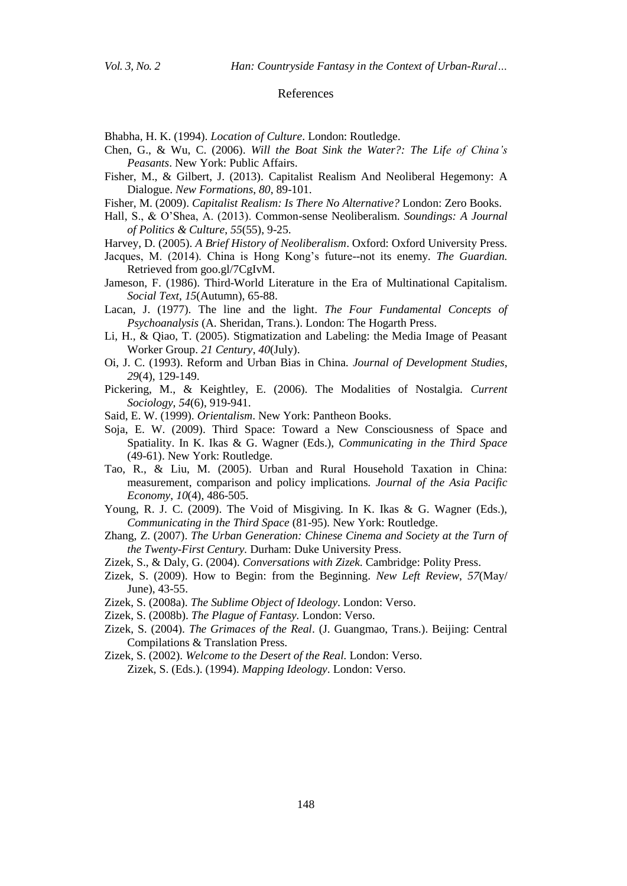## References

Bhabha, H. K. (1994). *Location of Culture*. London: Routledge.

Chen, G., & Wu, C. (2006). *Will the Boat Sink the Water?: The Life of China's Peasants*. New York: Public Affairs.

Fisher, M., & Gilbert, J. (2013). Capitalist Realism And Neoliberal Hegemony: A Dialogue. *New Formations*, *80*, 89-101.

Fisher, M. (2009). *Capitalist Realism: Is There No Alternative?* London: Zero Books.

Hall, S., & O'Shea, A. (2013). Common-sense Neoliberalism. *Soundings: A Journal of Politics & Culture*, *55*(55), 9-25.

Harvey, D. (2005). *A Brief History of Neoliberalism*. Oxford: Oxford University Press.

Jacques, M. (2014). China is Hong Kong's future--not its enemy. *The Guardian.* Retrieved from goo.gl/7CgIvM.

Jameson, F. (1986). Third-World Literature in the Era of Multinational Capitalism. *Social Text*, *15*(Autumn), 65-88.

Lacan, J. (1977). The line and the light. *The Four Fundamental Concepts of Psychoanalysis* (A. Sheridan, Trans.). London: The Hogarth Press.

Li, H., & Qiao, T. (2005). Stigmatization and Labeling: the Media Image of Peasant Worker Group. *21 Century*, *40*(July).

Oi, J. C. (1993). Reform and Urban Bias in China. *Journal of Development Studies*, *29*(4), 129-149.

Pickering, M., & Keightley, E. (2006). The Modalities of Nostalgia. *Current Sociology*, *54*(6), 919-941.

Said, E. W. (1999). *Orientalism*. New York: Pantheon Books.

Soja, E. W. (2009). Third Space: Toward a New Consciousness of Space and Spatiality. In K. Ikas & G. Wagner (Eds.), *Communicating in the Third Space* (49-61). New York: Routledge.

Tao, R., & Liu, M. (2005). Urban and Rural Household Taxation in China: measurement, comparison and policy implications. *Journal of the Asia Pacific Economy*, *10*(4), 486-505.

Young, R. J. C. (2009). The Void of Misgiving. In K. Ikas & G. Wagner (Eds.), *Communicating in the Third Space* (81-95). New York: Routledge.

Zhang, Z. (2007). *The Urban Generation: Chinese Cinema and Society at the Turn of the Twenty-First Century.* Durham: Duke University Press.

Zizek, S., & Daly, G. (2004). *Conversations with Zizek.* Cambridge: Polity Press.

Zizek, S. (2009). How to Begin: from the Beginning. *New Left Review*, *57*(May/ June), 43-55.

Zizek, S. (2008a). *The Sublime Object of Ideology*. London: Verso.

Zizek, S. (2008b). *The Plague of Fantasy.* London: Verso.

Zizek, S. (2004). *The Grimaces of the Real*. (J. Guangmao, Trans.). Beijing: Central Compilations & Translation Press.

Zizek, S. (2002). *Welcome to the Desert of the Real.* London: Verso.

Zizek, S. (Eds.). (1994). *Mapping Ideology*. London: Verso.